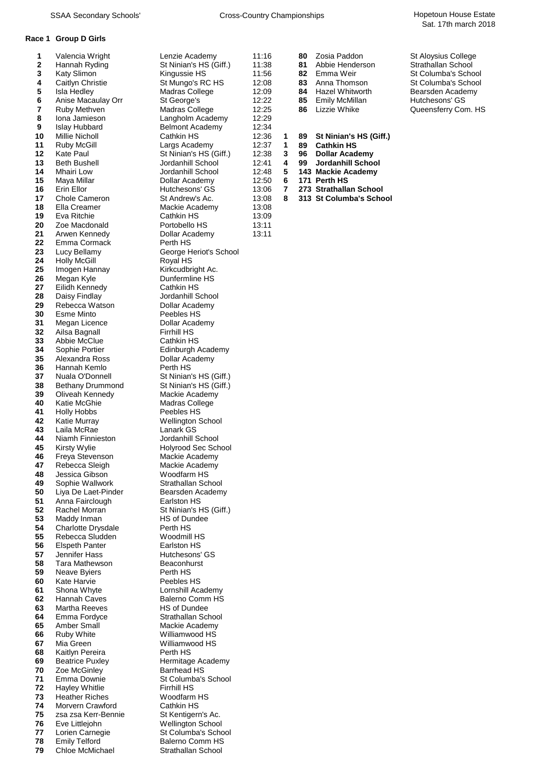SSAA Secondary Schools' Cross-Country Championships

Hopetoun House Estate
Sat. 17th march 2018

## Race 1 Group D Girls

| Pos | Name | School | Time |
|---|---|---|---|
| 1 | Valencia Wright | Lenzie Academy | 11:16 |
| 2 | Hannah Ryding | St Ninian's HS (Giff.) | 11:38 |
| 3 | Katy Slimon | Kingussie HS | 11:56 |
| 4 | Caitlyn Christie | St Mungo's RC HS | 12:08 |
| 5 | Isla Hedley | Madras College | 12:09 |
| 6 | Anise Macaulay Orr | St George's | 12:22 |
| 7 | Ruby Methven | Madras College | 12:25 |
| 8 | Iona Jamieson | Langholm Academy | 12:29 |
| 9 | Islay Hubbard | Belmont Academy | 12:34 |
| 10 | Millie Nicholl | Cathkin HS | 12:36 |
| 11 | Ruby McGill | Largs Academy | 12:37 |
| 12 | Kate Paul | St Ninian's HS (Giff.) | 12:38 |
| 13 | Beth Bushell | Jordanhill School | 12:41 |
| 14 | Mhairi Low | Jordanhill School | 12:48 |
| 15 | Maya Millar | Dollar Academy | 12:50 |
| 16 | Erin Ellor | Hutchesons' GS | 13:06 |
| 17 | Chole Cameron | St Andrew's Ac. | 13:08 |
| 18 | Ella Creamer | Mackie Academy | 13:08 |
| 19 | Eva Ritchie | Cathkin HS | 13:09 |
| 20 | Zoe Macdonald | Portobello HS | 13:11 |
| 21 | Arwen Kennedy | Dollar Academy | 13:11 |
| 22 | Emma Cormack | Perth HS | |
| 23 | Lucy Bellamy | George Heriot's School | |
| 24 | Holly McGill | Royal HS | |
| 25 | Imogen Hannay | Kirkcudbright Ac. | |
| 26 | Megan Kyle | Dunfermline HS | |
| 27 | Eilidh Kennedy | Cathkin HS | |
| 28 | Daisy Findlay | Jordanhill School | |
| 29 | Rebecca Watson | Dollar Academy | |
| 30 | Esme Minto | Peebles HS | |
| 31 | Megan Licence | Dollar Academy | |
| 32 | Ailsa Bagnall | Firrhill HS | |
| 33 | Abbie McClue | Cathkin HS | |
| 34 | Sophie Portier | Edinburgh Academy | |
| 35 | Alexandra Ross | Dollar Academy | |
| 36 | Hannah Kemlo | Perth HS | |
| 37 | Nuala O'Donnell | St Ninian's HS (Giff.) | |
| 38 | Bethany Drummond | St Ninian's HS (Giff.) | |
| 39 | Oliveah Kennedy | Mackie Academy | |
| 40 | Katie McGhie | Madras College | |
| 41 | Holly Hobbs | Peebles HS | |
| 42 | Katie Murray | Wellington School | |
| 43 | Laila McRae | Lanark GS | |
| 44 | Niamh Finnieston | Jordanhill School | |
| 45 | Kirsty Wylie | Holyrood Sec School | |
| 46 | Freya Stevenson | Mackie Academy | |
| 47 | Rebecca Sleigh | Mackie Academy | |
| 48 | Jessica Gibson | Woodfarm HS | |
| 49 | Sophie Wallwork | Strathallan School | |
| 50 | Liya De Laet-Pinder | Bearsden Academy | |
| 51 | Anna Fairclough | Earlston HS | |
| 52 | Rachel Morran | St Ninian's HS (Giff.) | |
| 53 | Maddy Inman | HS of Dundee | |
| 54 | Charlotte Drysdale | Perth HS | |
| 55 | Rebecca Sludden | Woodmill HS | |
| 56 | Elspeth Panter | Earlston HS | |
| 57 | Jennifer Hass | Hutchesons' GS | |
| 58 | Tara Mathewson | Beaconhurst | |
| 59 | Neave Byiers | Perth HS | |
| 60 | Kate Harvie | Peebles HS | |
| 61 | Shona Whyte | Lornshill Academy | |
| 62 | Hannah Caves | Balerno Comm HS | |
| 63 | Martha Reeves | HS of Dundee | |
| 64 | Emma Fordyce | Strathallan School | |
| 65 | Amber Small | Mackie Academy | |
| 66 | Ruby White | Williamwood HS | |
| 67 | Mia Green | Williamwood HS | |
| 68 | Kaitlyn Pereira | Perth HS | |
| 69 | Beatrice Puxley | Hermitage Academy | |
| 70 | Zoe McGinley | Barrhead HS | |
| 71 | Emma Downie | St Columba's School | |
| 72 | Hayley Whitlie | Firrhill HS | |
| 73 | Heather Riches | Woodfarm HS | |
| 74 | Morvern Crawford | Cathkin HS | |
| 75 | zsa zsa Kerr-Bennie | St Kentigern's Ac. | |
| 76 | Eve Littlejohn | Wellington School | |
| 77 | Lorien Carnegie | St Columba's School | |
| 78 | Emily Telford | Balerno Comm HS | |
| 79 | Chloe McMichael | Strathallan School | |
| 80 | Zosia Paddon | St Aloysius College | |
| 81 | Abbie Henderson | Strathallan School | |
| 82 | Emma Weir | St Columba's School | |
| 83 | Anna Thomson | St Columba's School | |
| 84 | Hazel Whitworth | Bearsden Academy | |
| 85 | Emily McMillan | Hutchesons' GS | |
| 86 | Lizzie Whike | Queensferry Com. HS | |

| Pos | Points | Team |
|---|---|---|
| **1** | **89** | **St Ninian's HS (Giff.)** |
| **1** | **89** | **Cathkin HS** |
| **3** | **96** | **Dollar Academy** |
| **4** | **99** | **Jordanhill School** |
| **5** | **143** | **Mackie Academy** |
| **6** | **171** | **Perth HS** |
| **7** | **273** | **Strathallan School** |
| **8** | **313** | **St Columba's School** |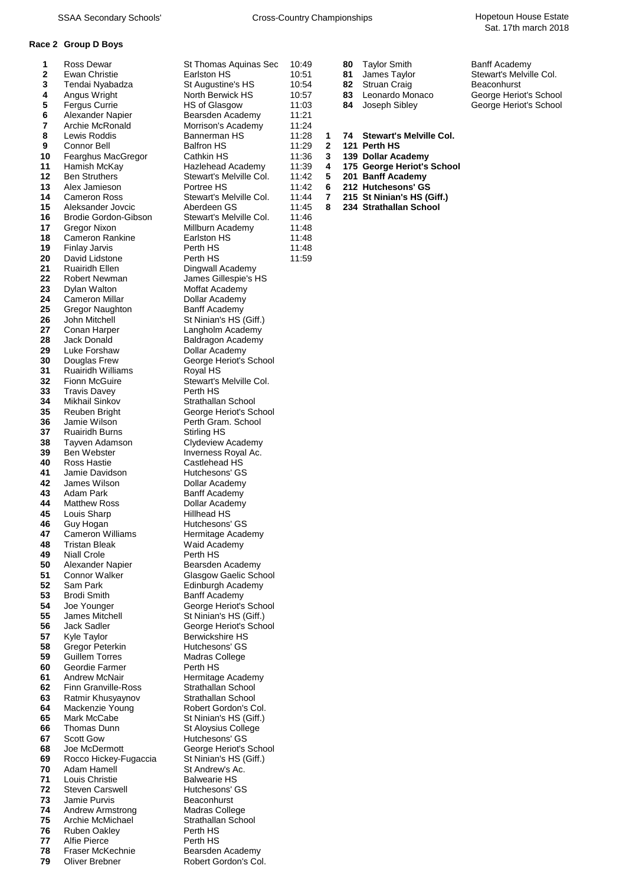SSAA Secondary Schools' Cross-Country Championships — Hopetoun House Estate, Sat. 17th march 2018

## Race 2 Group D Boys

| Pos | Name | School | Time |
|---|---|---|---|
| 1 | Ross Dewar | St Thomas Aquinas Sec | 10:49 |
| 2 | Ewan Christie | Earlston HS | 10:51 |
| 3 | Tendai Nyabadza | St Augustine's HS | 10:54 |
| 4 | Angus Wright | North Berwick HS | 10:57 |
| 5 | Fergus Currie | HS of Glasgow | 11:03 |
| 6 | Alexander Napier | Bearsden Academy | 11:21 |
| 7 | Archie McRonald | Morrison's Academy | 11:24 |
| 8 | Lewis Roddis | Bannerman HS | 11:28 |
| 9 | Connor Bell | Balfron HS | 11:29 |
| 10 | Fearghus MacGregor | Cathkin HS | 11:36 |
| 11 | Hamish McKay | Hazlehead Academy | 11:39 |
| 12 | Ben Struthers | Stewart's Melville Col. | 11:42 |
| 13 | Alex Jamieson | Portree HS | 11:42 |
| 14 | Cameron Ross | Stewart's Melville Col. | 11:44 |
| 15 | Aleksander Jovcic | Aberdeen GS | 11:45 |
| 16 | Brodie Gordon-Gibson | Stewart's Melville Col. | 11:46 |
| 17 | Gregor Nixon | Millburn Academy | 11:48 |
| 18 | Cameron Rankine | Earlston HS | 11:48 |
| 19 | Finlay Jarvis | Perth HS | 11:48 |
| 20 | David Lidstone | Perth HS | 11:59 |
| 21 | Ruairidh Ellen | Dingwall Academy | |
| 22 | Robert Newman | James Gillespie's HS | |
| 23 | Dylan Walton | Moffat Academy | |
| 24 | Cameron Millar | Dollar Academy | |
| 25 | Gregor Naughton | Banff Academy | |
| 26 | John Mitchell | St Ninian's HS (Giff.) | |
| 27 | Conan Harper | Langholm Academy | |
| 28 | Jack Donald | Baldragon Academy | |
| 29 | Luke Forshaw | Dollar Academy | |
| 30 | Douglas Frew | George Heriot's School | |
| 31 | Ruairidh Williams | Royal HS | |
| 32 | Fionn McGuire | Stewart's Melville Col. | |
| 33 | Travis Davey | Perth HS | |
| 34 | Mikhail Sinkov | Strathallan School | |
| 35 | Reuben Bright | George Heriot's School | |
| 36 | Jamie Wilson | Perth Gram. School | |
| 37 | Ruairidh Burns | Stirling HS | |
| 38 | Tayven Adamson | Clydeview Academy | |
| 39 | Ben Webster | Inverness Royal Ac. | |
| 40 | Ross Hastie | Castlehead HS | |
| 41 | Jamie Davidson | Hutchesons' GS | |
| 42 | James Wilson | Dollar Academy | |
| 43 | Adam Park | Banff Academy | |
| 44 | Matthew Ross | Dollar Academy | |
| 45 | Louis Sharp | Hillhead HS | |
| 46 | Guy Hogan | Hutchesons' GS | |
| 47 | Cameron Williams | Hermitage Academy | |
| 48 | Tristan Bleak | Waid Academy | |
| 49 | Niall Crole | Perth HS | |
| 50 | Alexander Napier | Bearsden Academy | |
| 51 | Connor Walker | Glasgow Gaelic School | |
| 52 | Sam Park | Edinburgh Academy | |
| 53 | Brodi Smith | Banff Academy | |
| 54 | Joe Younger | George Heriot's School | |
| 55 | James Mitchell | St Ninian's HS (Giff.) | |
| 56 | Jack Sadler | George Heriot's School | |
| 57 | Kyle Taylor | Berwickshire HS | |
| 58 | Gregor Peterkin | Hutchesons' GS | |
| 59 | Guillem Torres | Madras College | |
| 60 | Geordie Farmer | Perth HS | |
| 61 | Andrew McNair | Hermitage Academy | |
| 62 | Finn Granville-Ross | Strathallan School | |
| 63 | Ratmir Khusyaynov | Strathallan School | |
| 64 | Mackenzie Young | Robert Gordon's Col. | |
| 65 | Mark McCabe | St Ninian's HS (Giff.) | |
| 66 | Thomas Dunn | St Aloysius College | |
| 67 | Scott Gow | Hutchesons' GS | |
| 68 | Joe McDermott | George Heriot's School | |
| 69 | Rocco Hickey-Fugaccia | St Ninian's HS (Giff.) | |
| 70 | Adam Hamell | St Andrew's Ac. | |
| 71 | Louis Christie | Balwearie HS | |
| 72 | Steven Carswell | Hutchesons' GS | |
| 73 | Jamie Purvis | Beaconhurst | |
| 74 | Andrew Armstrong | Madras College | |
| 75 | Archie McMichael | Strathallan School | |
| 76 | Ruben Oakley | Perth HS | |
| 77 | Alfie Pierce | Perth HS | |
| 78 | Fraser McKechnie | Bearsden Academy | |
| 79 | Oliver Brebner | Robert Gordon's Col. | |
| 80 | Taylor Smith | Banff Academy | |
| 81 | James Taylor | Stewart's Melville Col. | |
| 82 | Struan Craig | Beaconhurst | |
| 83 | Leonardo Monaco | George Heriot's School | |
| 84 | Joseph Sibley | George Heriot's School | |

**Teams**

| Pos | Points | School |
|---|---|---|
| **1** | **74** | **Stewart's Melville Col.** |
| **2** | **121** | **Perth HS** |
| **3** | **139** | **Dollar Academy** |
| **4** | **175** | **George Heriot's School** |
| **5** | **201** | **Banff Academy** |
| **6** | **212** | **Hutchesons' GS** |
| **7** | **215** | **St Ninian's HS (Giff.)** |
| **8** | **234** | **Strathallan School** |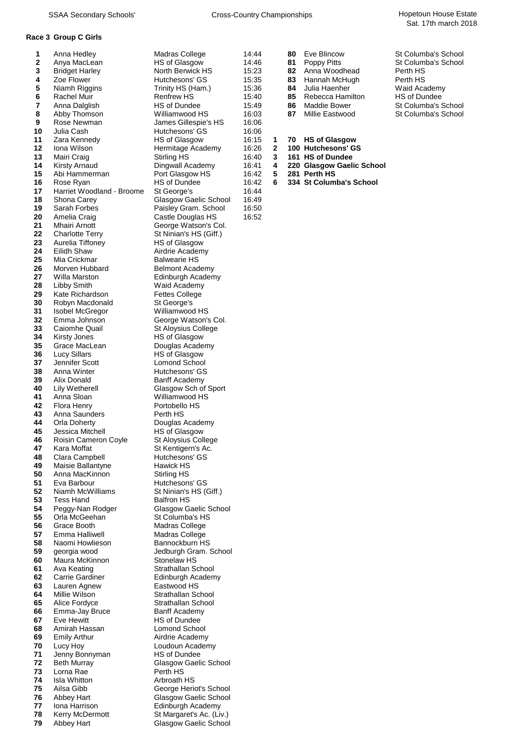## Race 3 Group C Girls

| Pos | Name | School | Time |
|---|---|---|---|
| 1 | Anna Hedley | Madras College | 14:44 |
| 2 | Anya MacLean | HS of Glasgow | 14:46 |
| 3 | Bridget Harley | North Berwick HS | 15:23 |
| 4 | Zoe Flower | Hutchesons' GS | 15:35 |
| 5 | Niamh Riggins | Trinity HS (Ham.) | 15:36 |
| 6 | Rachel Muir | Renfrew HS | 15:40 |
| 7 | Anna Dalglish | HS of Dundee | 15:49 |
| 8 | Abby Thomson | Williamwood HS | 16:03 |
| 9 | Rose Newman | James Gillespie's HS | 16:06 |
| 10 | Julia Cash | Hutchesons' GS | 16:06 |
| 11 | Zara Kennedy | HS of Glasgow | 16:15 |
| 12 | Iona Wilson | Hermitage Academy | 16:26 |
| 13 | Mairi Craig | Stirling HS | 16:40 |
| 14 | Kirsty Arnaud | Dingwall Academy | 16:41 |
| 15 | Abi Hammerman | Port Glasgow HS | 16:42 |
| 16 | Rose Ryan | HS of Dundee | 16:42 |
| 17 | Harriet Woodland - Broome | St George's | 16:44 |
| 18 | Shona Carey | Glasgow Gaelic School | 16:49 |
| 19 | Sarah Forbes | Paisley Gram. School | 16:50 |
| 20 | Amelia Craig | Castle Douglas HS | 16:52 |
| 21 | Mhairi Arnott | George Watson's Col. | |
| 22 | Charlotte Terry | St Ninian's HS (Giff.) | |
| 23 | Aurelia Tiffoney | HS of Glasgow | |
| 24 | Eilidh Shaw | Airdrie Academy | |
| 25 | Mia Crickmar | Balwearie HS | |
| 26 | Morven Hubbard | Belmont Academy | |
| 27 | Willa Marston | Edinburgh Academy | |
| 28 | Libby Smith | Waid Academy | |
| 29 | Kate Richardson | Fettes College | |
| 30 | Robyn Macdonald | St George's | |
| 31 | Isobel McGregor | Williamwood HS | |
| 32 | Emma Johnson | George Watson's Col. | |
| 33 | Caiomhe Quail | St Aloysius College | |
| 34 | Kirsty Jones | HS of Glasgow | |
| 35 | Grace MacLean | Douglas Academy | |
| 36 | Lucy Sillars | HS of Glasgow | |
| 37 | Jennifer Scott | Lomond School | |
| 38 | Anna Winter | Hutchesons' GS | |
| 39 | Alix Donald | Banff Academy | |
| 40 | Lily Wetherell | Glasgow Sch of Sport | |
| 41 | Anna Sloan | Williamwood HS | |
| 42 | Flora Henry | Portobello HS | |
| 43 | Anna Saunders | Perth HS | |
| 44 | Orla Doherty | Douglas Academy | |
| 45 | Jessica Mitchell | HS of Glasgow | |
| 46 | Roisin Cameron Coyle | St Aloysius College | |
| 47 | Kara Moffat | St Kentigern's Ac. | |
| 48 | Clara Campbell | Hutchesons' GS | |
| 49 | Maisie Ballantyne | Hawick HS | |
| 50 | Anna MacKinnon | Stirling HS | |
| 51 | Eva Barbour | Hutchesons' GS | |
| 52 | Niamh McWilliams | St Ninian's HS (Giff.) | |
| 53 | Tess Hand | Balfron HS | |
| 54 | Peggy-Nan Rodger | Glasgow Gaelic School | |
| 55 | Orla McGeehan | St Columba's HS | |
| 56 | Grace Booth | Madras College | |
| 57 | Emma Halliwell | Madras College | |
| 58 | Naomi Howlieson | Bannockburn HS | |
| 59 | georgia wood | Jedburgh Gram. School | |
| 60 | Maura McKinnon | Stonelaw HS | |
| 61 | Ava Keating | Strathallan School | |
| 62 | Carrie Gardiner | Edinburgh Academy | |
| 63 | Lauren Agnew | Eastwood HS | |
| 64 | Millie Wilson | Strathallan School | |
| 65 | Alice Fordyce | Strathallan School | |
| 66 | Emma-Jay Bruce | Banff Academy | |
| 67 | Eve Hewitt | HS of Dundee | |
| 68 | Amirah Hassan | Lomond School | |
| 69 | Emily Arthur | Airdrie Academy | |
| 70 | Lucy Hoy | Loudoun Academy | |
| 71 | Jenny Bonnyman | HS of Dundee | |
| 72 | Beth Murray | Glasgow Gaelic School | |
| 73 | Lorna Rae | Perth HS | |
| 74 | Isla Whitton | Arbroath HS | |
| 75 | Ailsa Gibb | George Heriot's School | |
| 76 | Abbey Hart | Glasgow Gaelic School | |
| 77 | Iona Harrison | Edinburgh Academy | |
| 78 | Kerry McDermott | St Margaret's Ac. (Liv.) | |
| 79 | Abbey Hart | Glasgow Gaelic School | |
| 80 | Eve Blincow | St Columba's School | |
| 81 | Poppy Pitts | St Columba's School | |
| 82 | Anna Woodhead | Perth HS | |
| 83 | Hannah McHugh | Perth HS | |
| 84 | Julia Haenher | Waid Academy | |
| 85 | Rebecca Hamilton | HS of Dundee | |
| 86 | Maddie Bower | St Columba's School | |
| 87 | Millie Eastwood | St Columba's School | |

| Pos | Points | Team |
|---|---|---|
| 1 | **70** | **HS of Glasgow** |
| 2 | **100** | **Hutchesons' GS** |
| 3 | **161** | **HS of Dundee** |
| 4 | **220** | **Glasgow Gaelic School** |
| 5 | **281** | **Perth HS** |
| 6 | **334** | **St Columba's School** |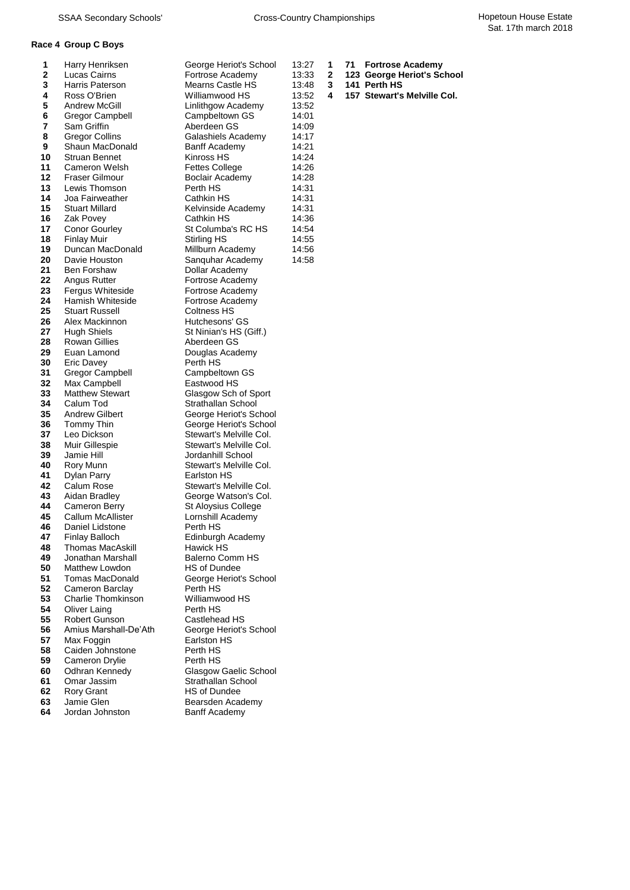## Race 4 Group C Boys

| Pos | Name | School | Time |
|---|---|---|---|
| 1 | Harry Henriksen | George Heriot's School | 13:27 |
| 2 | Lucas Cairns | Fortrose Academy | 13:33 |
| 3 | Harris Paterson | Mearns Castle HS | 13:48 |
| 4 | Ross O'Brien | Williamwood HS | 13:52 |
| 5 | Andrew McGill | Linlithgow Academy | 13:52 |
| 6 | Gregor Campbell | Campbeltown GS | 14:01 |
| 7 | Sam Griffin | Aberdeen GS | 14:09 |
| 8 | Gregor Collins | Galashiels Academy | 14:17 |
| 9 | Shaun MacDonald | Banff Academy | 14:21 |
| 10 | Struan Bennet | Kinross HS | 14:24 |
| 11 | Cameron Welsh | Fettes College | 14:26 |
| 12 | Fraser Gilmour | Boclair Academy | 14:28 |
| 13 | Lewis Thomson | Perth HS | 14:31 |
| 14 | Joa Fairweather | Cathkin HS | 14:31 |
| 15 | Stuart Millard | Kelvinside Academy | 14:31 |
| 16 | Zak Povey | Cathkin HS | 14:36 |
| 17 | Conor Gourley | St Columba's RC HS | 14:54 |
| 18 | Finlay Muir | Stirling HS | 14:55 |
| 19 | Duncan MacDonald | Millburn Academy | 14:56 |
| 20 | Davie Houston | Sanquhar Academy | 14:58 |
| 21 | Ben Forshaw | Dollar Academy | |
| 22 | Angus Rutter | Fortrose Academy | |
| 23 | Fergus Whiteside | Fortrose Academy | |
| 24 | Hamish Whiteside | Fortrose Academy | |
| 25 | Stuart Russell | Coltness HS | |
| 26 | Alex Mackinnon | Hutchesons' GS | |
| 27 | Hugh Shiels | St Ninian's HS (Giff.) | |
| 28 | Rowan Gillies | Aberdeen GS | |
| 29 | Euan Lamond | Douglas Academy | |
| 30 | Eric Davey | Perth HS | |
| 31 | Gregor Campbell | Campbeltown GS | |
| 32 | Max Campbell | Eastwood HS | |
| 33 | Matthew Stewart | Glasgow Sch of Sport | |
| 34 | Calum Tod | Strathallan School | |
| 35 | Andrew Gilbert | George Heriot's School | |
| 36 | Tommy Thin | George Heriot's School | |
| 37 | Leo Dickson | Stewart's Melville Col. | |
| 38 | Muir Gillespie | Stewart's Melville Col. | |
| 39 | Jamie Hill | Jordanhill School | |
| 40 | Rory Munn | Stewart's Melville Col. | |
| 41 | Dylan Parry | Earlston HS | |
| 42 | Calum Rose | Stewart's Melville Col. | |
| 43 | Aidan Bradley | George Watson's Col. | |
| 44 | Cameron Berry | St Aloysius College | |
| 45 | Callum McAllister | Lornshill Academy | |
| 46 | Daniel Lidstone | Perth HS | |
| 47 | Finlay Balloch | Edinburgh Academy | |
| 48 | Thomas MacAskill | Hawick HS | |
| 49 | Jonathan Marshall | Balerno Comm HS | |
| 50 | Matthew Lowdon | HS of Dundee | |
| 51 | Tomas MacDonald | George Heriot's School | |
| 52 | Cameron Barclay | Perth HS | |
| 53 | Charlie Thomkinson | Williamwood HS | |
| 54 | Oliver Laing | Perth HS | |
| 55 | Robert Gunson | Castlehead HS | |
| 56 | Amius Marshall-De'Ath | George Heriot's School | |
| 57 | Max Foggin | Earlston HS | |
| 58 | Caiden Johnstone | Perth HS | |
| 59 | Cameron Drylie | Perth HS | |
| 60 | Odhran Kennedy | Glasgow Gaelic School | |
| 61 | Omar Jassim | Strathallan School | |
| 62 | Rory Grant | HS of Dundee | |
| 63 | Jamie Glen | Bearsden Academy | |
| 64 | Jordan Johnston | Banff Academy | |

**Team Results**

| Pos | Points | School |
|---|---|---|
| **1** | **71** | **Fortrose Academy** |
| **2** | **123** | **George Heriot's School** |
| **3** | **141** | **Perth HS** |
| **4** | **157** | **Stewart's Melville Col.** |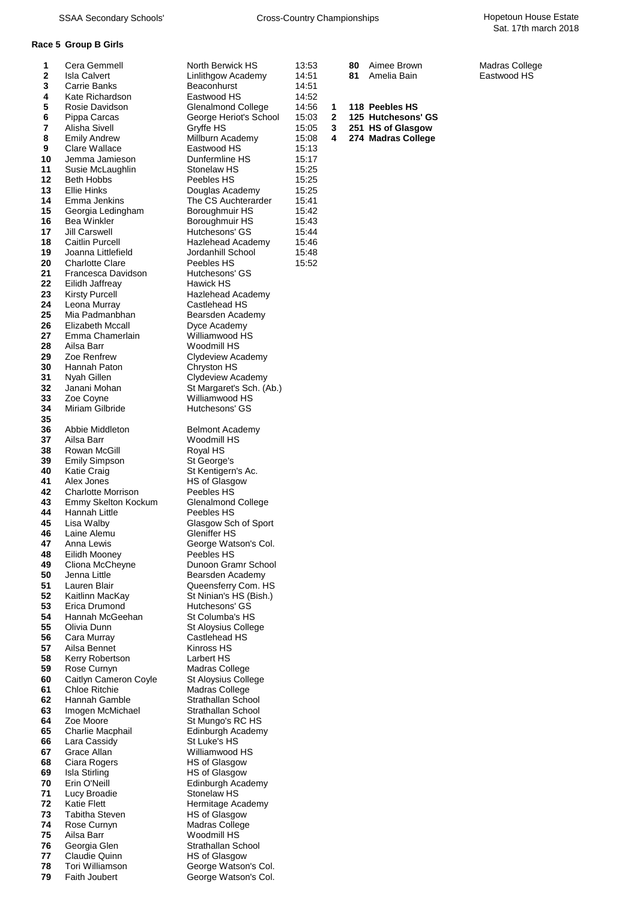SSAA Secondary Schools' Cross-Country Championships — Hopetoun House Estate, Sat. 17th march 2018

### Race 5 Group B Girls

| Pos | Name | School | Time |
|---|---|---|---|
| 1 | Cera Gemmell | North Berwick HS | 13:53 |
| 2 | Isla Calvert | Linlithgow Academy | 14:51 |
| 3 | Carrie Banks | Beaconhurst | 14:51 |
| 4 | Kate Richardson | Eastwood HS | 14:52 |
| 5 | Rosie Davidson | Glenalmond College | 14:56 |
| 6 | Pippa Carcas | George Heriot's School | 15:03 |
| 7 | Alisha Sivell | Gryffe HS | 15:05 |
| 8 | Emily Andrew | Millburn Academy | 15:08 |
| 9 | Clare Wallace | Eastwood HS | 15:13 |
| 10 | Jemma Jamieson | Dunfermline HS | 15:17 |
| 11 | Susie McLaughlin | Stonelaw HS | 15:25 |
| 12 | Beth Hobbs | Peebles HS | 15:25 |
| 13 | Ellie Hinks | Douglas Academy | 15:25 |
| 14 | Emma Jenkins | The CS Auchterarder | 15:41 |
| 15 | Georgia Ledingham | Boroughmuir HS | 15:42 |
| 16 | Bea Winkler | Boroughmuir HS | 15:43 |
| 17 | Jill Carswell | Hutchesons' GS | 15:44 |
| 18 | Caitlin Purcell | Hazlehead Academy | 15:46 |
| 19 | Joanna Littlefield | Jordanhill School | 15:48 |
| 20 | Charlotte Clare | Peebles HS | 15:52 |
| 21 | Francesca Davidson | Hutchesons' GS | |
| 22 | Eilidh Jaffreay | Hawick HS | |
| 23 | Kirsty Purcell | Hazlehead Academy | |
| 24 | Leona Murray | Castlehead HS | |
| 25 | Mia Padmanbhan | Bearsden Academy | |
| 26 | Elizabeth Mccall | Dyce Academy | |
| 27 | Emma Chamerlain | Williamwood HS | |
| 28 | Ailsa Barr | Woodmill HS | |
| 29 | Zoe Renfrew | Clydeview Academy | |
| 30 | Hannah Paton | Chryston HS | |
| 31 | Nyah Gillen | Clydeview Academy | |
| 32 | Janani Mohan | St Margaret's Sch. (Ab.) | |
| 33 | Zoe Coyne | Williamwood HS | |
| 34 | Miriam Gilbride | Hutchesons' GS | |
| 35 | | | |
| 36 | Abbie Middleton | Belmont Academy | |
| 37 | Ailsa Barr | Woodmill HS | |
| 38 | Rowan McGill | Royal HS | |
| 39 | Emily Simpson | St George's | |
| 40 | Katie Craig | St Kentigern's Ac. | |
| 41 | Alex Jones | HS of Glasgow | |
| 42 | Charlotte Morrison | Peebles HS | |
| 43 | Emmy Skelton Kockum | Glenalmond College | |
| 44 | Hannah Little | Peebles HS | |
| 45 | Lisa Walby | Glasgow Sch of Sport | |
| 46 | Laine Alemu | Gleniffer HS | |
| 47 | Anna Lewis | George Watson's Col. | |
| 48 | Eilidh Mooney | Peebles HS | |
| 49 | Cliona McCheyne | Dunoon Gramr School | |
| 50 | Jenna Little | Bearsden Academy | |
| 51 | Lauren Blair | Queensferry Com. HS | |
| 52 | Kaitlinn MacKay | St Ninian's HS (Bish.) | |
| 53 | Erica Drumond | Hutchesons' GS | |
| 54 | Hannah McGeehan | St Columba's HS | |
| 55 | Olivia Dunn | St Aloysius College | |
| 56 | Cara Murray | Castlehead HS | |
| 57 | Ailsa Bennet | Kinross HS | |
| 58 | Kerry Robertson | Larbert HS | |
| 59 | Rose Curnyn | Madras College | |
| 60 | Caitlyn Cameron Coyle | St Aloysius College | |
| 61 | Chloe Ritchie | Madras College | |
| 62 | Hannah Gamble | Strathallan School | |
| 63 | Imogen McMichael | Strathallan School | |
| 64 | Zoe Moore | St Mungo's RC HS | |
| 65 | Charlie Macphail | Edinburgh Academy | |
| 66 | Lara Cassidy | St Luke's HS | |
| 67 | Grace Allan | Williamwood HS | |
| 68 | Ciara Rogers | HS of Glasgow | |
| 69 | Isla Stirling | HS of Glasgow | |
| 70 | Erin O'Neill | Edinburgh Academy | |
| 71 | Lucy Broadie | Stonelaw HS | |
| 72 | Katie Flett | Hermitage Academy | |
| 73 | Tabitha Steven | HS of Glasgow | |
| 74 | Rose Curnyn | Madras College | |
| 75 | Ailsa Barr | Woodmill HS | |
| 76 | Georgia Glen | Strathallan School | |
| 77 | Claudie Quinn | HS of Glasgow | |
| 78 | Tori Williamson | George Watson's Col. | |
| 79 | Faith Joubert | George Watson's Col. | |
| 80 | Aimee Brown | Madras College | |
| 81 | Amelia Bain | Eastwood HS | |

**Teams**

| Pos | Points | School |
|---|---|---|
| 1 | 118 | **Peebles HS** |
| 2 | 125 | **Hutchesons' GS** |
| 3 | 251 | **HS of Glasgow** |
| 4 | 274 | **Madras College** |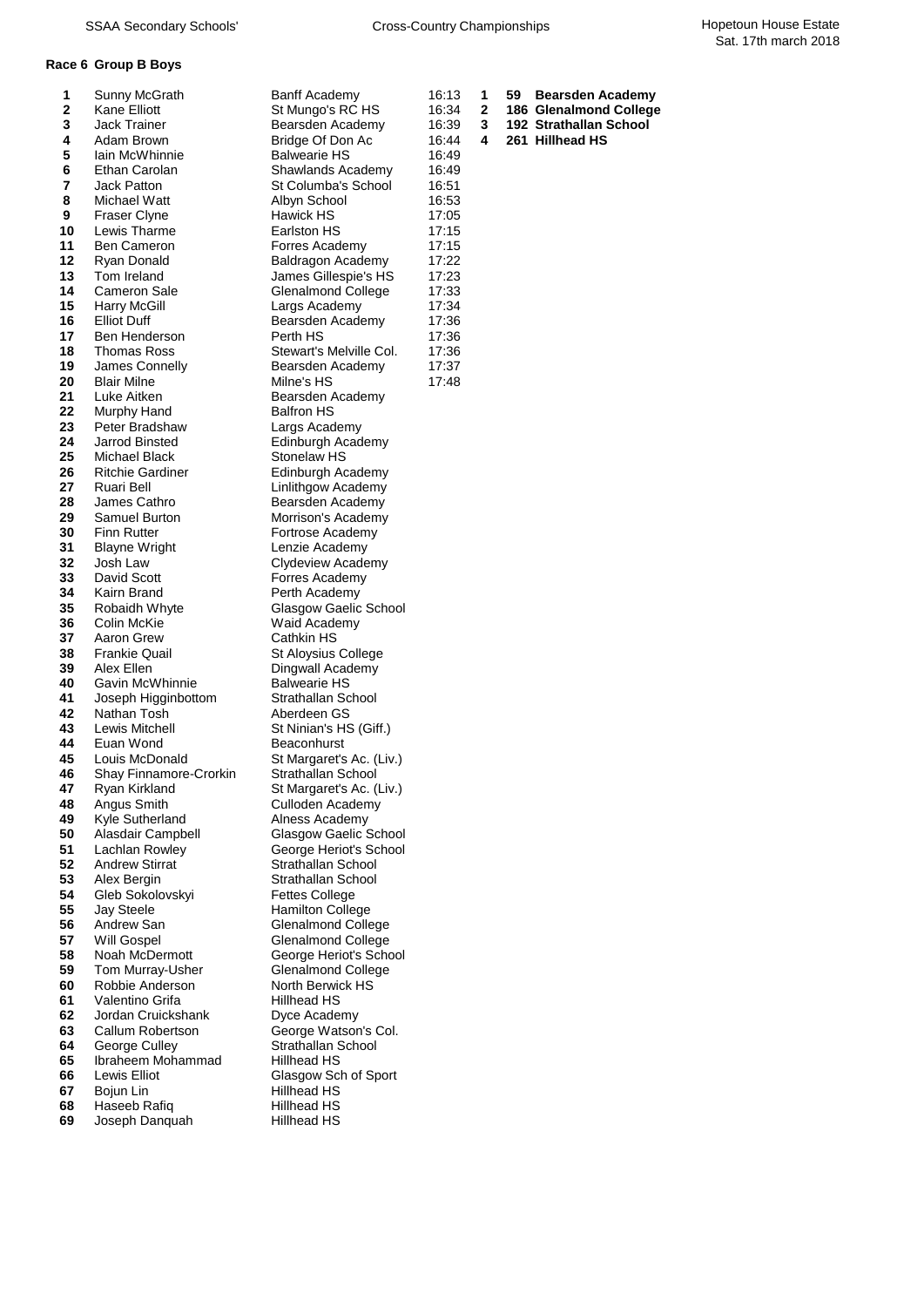### Race 6 Group B Boys

| Pos | Name | School | Time |
|---|---|---|---|
| 1 | Sunny McGrath | Banff Academy | 16:13 |
| 2 | Kane Elliott | St Mungo's RC HS | 16:34 |
| 3 | Jack Trainer | Bearsden Academy | 16:39 |
| 4 | Adam Brown | Bridge Of Don Ac | 16:44 |
| 5 | Iain McWhinnie | Balwearie HS | 16:49 |
| 6 | Ethan Carolan | Shawlands Academy | 16:49 |
| 7 | Jack Patton | St Columba's School | 16:51 |
| 8 | Michael Watt | Albyn School | 16:53 |
| 9 | Fraser Clyne | Hawick HS | 17:05 |
| 10 | Lewis Tharme | Earlston HS | 17:15 |
| 11 | Ben Cameron | Forres Academy | 17:15 |
| 12 | Ryan Donald | Baldragon Academy | 17:22 |
| 13 | Tom Ireland | James Gillespie's HS | 17:23 |
| 14 | Cameron Sale | Glenalmond College | 17:33 |
| 15 | Harry McGill | Largs Academy | 17:34 |
| 16 | Elliot Duff | Bearsden Academy | 17:36 |
| 17 | Ben Henderson | Perth HS | 17:36 |
| 18 | Thomas Ross | Stewart's Melville Col. | 17:36 |
| 19 | James Connelly | Bearsden Academy | 17:37 |
| 20 | Blair Milne | Milne's HS | 17:48 |
| 21 | Luke Aitken | Bearsden Academy | |
| 22 | Murphy Hand | Balfron HS | |
| 23 | Peter Bradshaw | Largs Academy | |
| 24 | Jarrod Binsted | Edinburgh Academy | |
| 25 | Michael Black | Stonelaw HS | |
| 26 | Ritchie Gardiner | Edinburgh Academy | |
| 27 | Ruari Bell | Linlithgow Academy | |
| 28 | James Cathro | Bearsden Academy | |
| 29 | Samuel Burton | Morrison's Academy | |
| 30 | Finn Rutter | Fortrose Academy | |
| 31 | Blayne Wright | Lenzie Academy | |
| 32 | Josh Law | Clydeview Academy | |
| 33 | David Scott | Forres Academy | |
| 34 | Kairn Brand | Perth Academy | |
| 35 | Robaidh Whyte | Glasgow Gaelic School | |
| 36 | Colin McKie | Waid Academy | |
| 37 | Aaron Grew | Cathkin HS | |
| 38 | Frankie Quail | St Aloysius College | |
| 39 | Alex Ellen | Dingwall Academy | |
| 40 | Gavin McWhinnie | Balwearie HS | |
| 41 | Joseph Higginbottom | Strathallan School | |
| 42 | Nathan Tosh | Aberdeen GS | |
| 43 | Lewis Mitchell | St Ninian's HS (Giff.) | |
| 44 | Euan Wond | Beaconhurst | |
| 45 | Louis McDonald | St Margaret's Ac. (Liv.) | |
| 46 | Shay Finnamore-Crorkin | Strathallan School | |
| 47 | Ryan Kirkland | St Margaret's Ac. (Liv.) | |
| 48 | Angus Smith | Culloden Academy | |
| 49 | Kyle Sutherland | Alness Academy | |
| 50 | Alasdair Campbell | Glasgow Gaelic School | |
| 51 | Lachlan Rowley | George Heriot's School | |
| 52 | Andrew Stirrat | Strathallan School | |
| 53 | Alex Bergin | Strathallan School | |
| 54 | Gleb Sokolovskyi | Fettes College | |
| 55 | Jay Steele | Hamilton College | |
| 56 | Andrew San | Glenalmond College | |
| 57 | Will Gospel | Glenalmond College | |
| 58 | Noah McDermott | George Heriot's School | |
| 59 | Tom Murray-Usher | Glenalmond College | |
| 60 | Robbie Anderson | North Berwick HS | |
| 61 | Valentino Grifa | Hillhead HS | |
| 62 | Jordan Cruickshank | Dyce Academy | |
| 63 | Callum Robertson | George Watson's Col. | |
| 64 | George Culley | Strathallan School | |
| 65 | Ibraheem Mohammad | Hillhead HS | |
| 66 | Lewis Elliot | Glasgow Sch of Sport | |
| 67 | Bojun Lin | Hillhead HS | |
| 68 | Haseeb Rafiq | Hillhead HS | |
| 69 | Joseph Danquah | Hillhead HS | |

**Team Results**

| Pos | Points | School |
|---|---|---|
| **1** | **59** | **Bearsden Academy** |
| **2** | **186** | **Glenalmond College** |
| **3** | **192** | **Strathallan School** |
| **4** | **261** | **Hillhead HS** |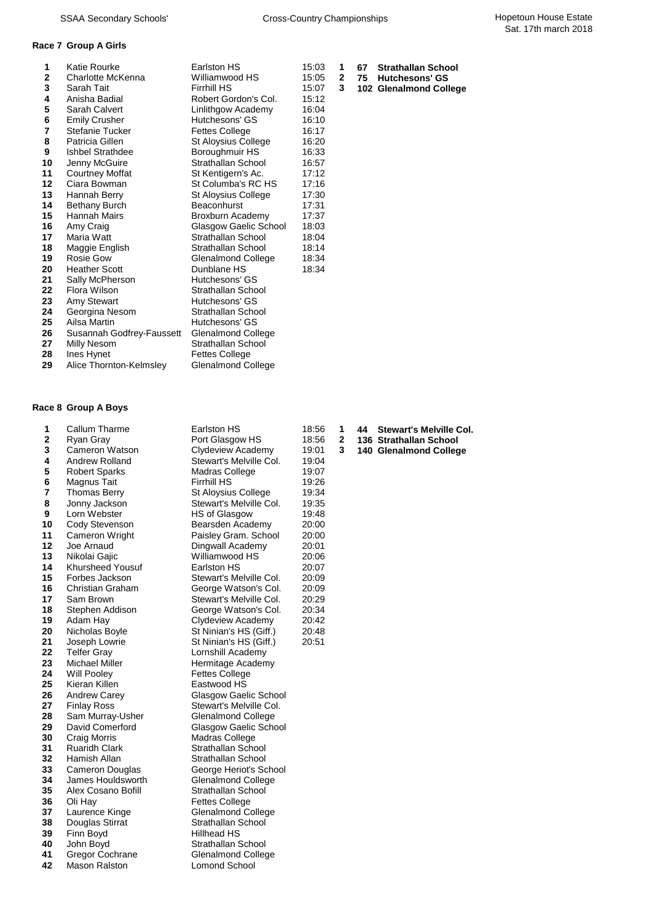### Race 7 Group A Girls

| | | | |
|---|---|---|---|
| 1 | Katie Rourke | Earlston HS | 15:03 |
| 2 | Charlotte McKenna | Williamwood HS | 15:05 |
| 3 | Sarah Tait | Firrhill HS | 15:07 |
| 4 | Anisha Badial | Robert Gordon's Col. | 15:12 |
| 5 | Sarah Calvert | Linlithgow Academy | 16:04 |
| 6 | Emily Crusher | Hutchesons' GS | 16:10 |
| 7 | Stefanie Tucker | Fettes College | 16:17 |
| 8 | Patricia Gillen | St Aloysius College | 16:20 |
| 9 | Ishbel Strathdee | Boroughmuir HS | 16:33 |
| 10 | Jenny McGuire | Strathallan School | 16:57 |
| 11 | Courtney Moffat | St Kentigern's Ac. | 17:12 |
| 12 | Ciara Bowman | St Columba's RC HS | 17:16 |
| 13 | Hannah Berry | St Aloysius College | 17:30 |
| 14 | Bethany Burch | Beaconhurst | 17:31 |
| 15 | Hannah Mairs | Broxburn Academy | 17:37 |
| 16 | Amy Craig | Glasgow Gaelic School | 18:03 |
| 17 | Maria Watt | Strathallan School | 18:04 |
| 18 | Maggie English | Strathallan School | 18:14 |
| 19 | Rosie Gow | Glenalmond College | 18:34 |
| 20 | Heather Scott | Dunblane HS | 18:34 |
| 21 | Sally McPherson | Hutchesons' GS | |
| 22 | Flora Wilson | Strathallan School | |
| 23 | Amy Stewart | Hutchesons' GS | |
| 24 | Georgina Nesom | Strathallan School | |
| 25 | Ailsa Martin | Hutchesons' GS | |
| 26 | Susannah Godfrey-Faussett | Glenalmond College | |
| 27 | Milly Nesom | Strathallan School | |
| 28 | Ines Hynet | Fettes College | |
| 29 | Alice Thornton-Kelmsley | Glenalmond College | |

| | | |
|---|---|---|
| 1 | 67 | **Strathallan School** |
| 2 | 75 | **Hutchesons' GS** |
| 3 | 102 | **Glenalmond College** |

### Race 8 Group A Boys

| | | | |
|---|---|---|---|
| 1 | Callum Tharme | Earlston HS | 18:56 |
| 2 | Ryan Gray | Port Glasgow HS | 18:56 |
| 3 | Cameron Watson | Clydeview Academy | 19:01 |
| 4 | Andrew Rolland | Stewart's Melville Col. | 19:04 |
| 5 | Robert Sparks | Madras College | 19:07 |
| 6 | Magnus Tait | Firrhill HS | 19:26 |
| 7 | Thomas Berry | St Aloysius College | 19:34 |
| 8 | Jonny Jackson | Stewart's Melville Col. | 19:35 |
| 9 | Lorn Webster | HS of Glasgow | 19:48 |
| 10 | Cody Stevenson | Bearsden Academy | 20:00 |
| 11 | Cameron Wright | Paisley Gram. School | 20:00 |
| 12 | Joe Arnaud | Dingwall Academy | 20:01 |
| 13 | Nikolai Gajic | Williamwood HS | 20:06 |
| 14 | Khursheed Yousuf | Earlston HS | 20:07 |
| 15 | Forbes Jackson | Stewart's Melville Col. | 20:09 |
| 16 | Christian Graham | George Watson's Col. | 20:09 |
| 17 | Sam Brown | Stewart's Melville Col. | 20:29 |
| 18 | Stephen Addison | George Watson's Col. | 20:34 |
| 19 | Adam Hay | Clydeview Academy | 20:42 |
| 20 | Nicholas Boyle | St Ninian's HS (Giff.) | 20:48 |
| 21 | Joseph Lowrie | St Ninian's HS (Giff.) | 20:51 |
| 22 | Telfer Gray | Lornshill Academy | |
| 23 | Michael Miller | Hermitage Academy | |
| 24 | Will Pooley | Fettes College | |
| 25 | Kieran Killen | Eastwood HS | |
| 26 | Andrew Carey | Glasgow Gaelic School | |
| 27 | Finlay Ross | Stewart's Melville Col. | |
| 28 | Sam Murray-Usher | Glenalmond College | |
| 29 | David Comerford | Glasgow Gaelic School | |
| 30 | Craig Morris | Madras College | |
| 31 | Ruaridh Clark | Strathallan School | |
| 32 | Hamish Allan | Strathallan School | |
| 33 | Cameron Douglas | George Heriot's School | |
| 34 | James Houldsworth | Glenalmond College | |
| 35 | Alex Cosano Bofill | Strathallan School | |
| 36 | Oli Hay | Fettes College | |
| 37 | Laurence Kinge | Glenalmond College | |
| 38 | Douglas Stirrat | Strathallan School | |
| 39 | Finn Boyd | Hillhead HS | |
| 40 | John Boyd | Strathallan School | |
| 41 | Gregor Cochrane | Glenalmond College | |
| 42 | Mason Ralston | Lomond School | |

| | | |
|---|---|---|
| 1 | 44 | **Stewart's Melville Col.** |
| 2 | 136 | **Strathallan School** |
| 3 | 140 | **Glenalmond College** |